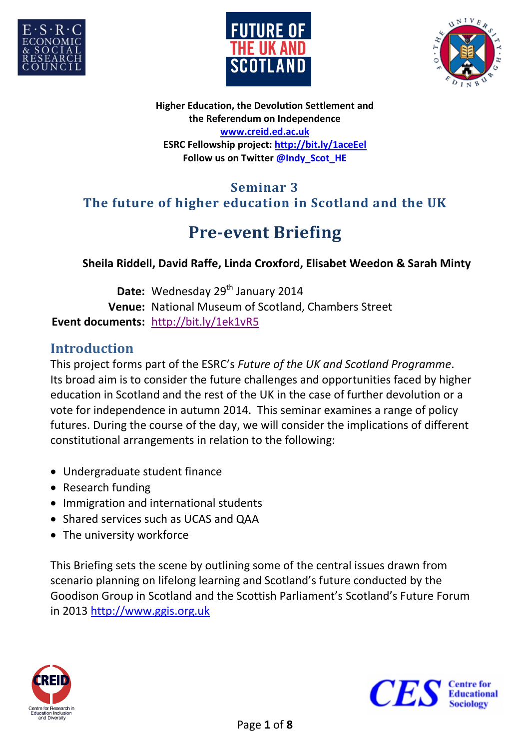**Higher Education, the Devolution Settlement and the Referendum on Independence**
**www.creid.ed.ac.uk**
**ESRC Fellowship project: http://bit.ly/1aceEel**
**Follow us on Twitter @Indy_Scot_HE**

## Seminar 3
## The future of higher education in Scotland and the UK

# Pre-event Briefing

**Sheila Riddell, David Raffe, Linda Croxford, Elisabet Weedon & Sarah Minty**

**Date:** Wednesday 29th January 2014
**Venue:** National Museum of Scotland, Chambers Street
**Event documents:** http://bit.ly/1ek1vR5

## Introduction

This project forms part of the ESRC's *Future of the UK and Scotland Programme*. Its broad aim is to consider the future challenges and opportunities faced by higher education in Scotland and the rest of the UK in the case of further devolution or a vote for independence in autumn 2014. This seminar examines a range of policy futures. During the course of the day, we will consider the implications of different constitutional arrangements in relation to the following:

- Undergraduate student finance
- Research funding
- Immigration and international students
- Shared services such as UCAS and QAA
- The university workforce

This Briefing sets the scene by outlining some of the central issues drawn from scenario planning on lifelong learning and Scotland's future conducted by the Goodison Group in Scotland and the Scottish Parliament's Scotland's Future Forum in 2013 http://www.ggis.org.uk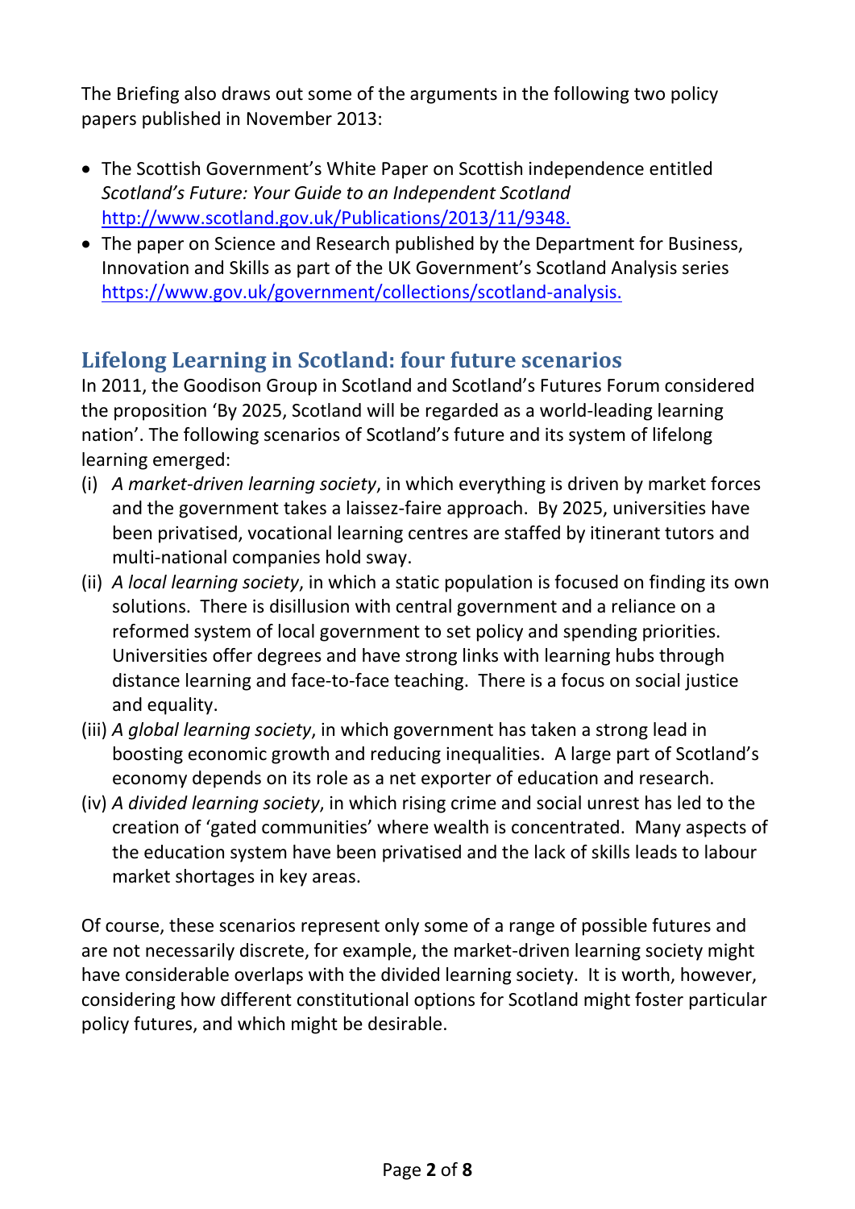The Briefing also draws out some of the arguments in the following two policy papers published in November 2013:

- The Scottish Government's White Paper on Scottish independence entitled *Scotland's Future: Your Guide to an Independent Scotland* [http://www.scotland.gov.uk/Publications/2013/11/9348.](http://www.scotland.gov.uk/Publications/2013/11/9348)
- The paper on Science and Research published by the Department for Business, Innovation and Skills as part of the UK Government's Scotland Analysis series [https://www.gov.uk/government/collections/scotland-analysis.](https://www.gov.uk/government/collections/scotland-analysis)

## Lifelong Learning in Scotland: four future scenarios

In 2011, the Goodison Group in Scotland and Scotland's Futures Forum considered the proposition 'By 2025, Scotland will be regarded as a world-leading learning nation'. The following scenarios of Scotland's future and its system of lifelong learning emerged:

(i) *A market-driven learning society*, in which everything is driven by market forces and the government takes a laissez-faire approach. By 2025, universities have been privatised, vocational learning centres are staffed by itinerant tutors and multi-national companies hold sway.

(ii) *A local learning society*, in which a static population is focused on finding its own solutions. There is disillusion with central government and a reliance on a reformed system of local government to set policy and spending priorities. Universities offer degrees and have strong links with learning hubs through distance learning and face-to-face teaching. There is a focus on social justice and equality.

(iii) *A global learning society*, in which government has taken a strong lead in boosting economic growth and reducing inequalities. A large part of Scotland's economy depends on its role as a net exporter of education and research.

(iv) *A divided learning society*, in which rising crime and social unrest has led to the creation of 'gated communities' where wealth is concentrated. Many aspects of the education system have been privatised and the lack of skills leads to labour market shortages in key areas.

Of course, these scenarios represent only some of a range of possible futures and are not necessarily discrete, for example, the market-driven learning society might have considerable overlaps with the divided learning society. It is worth, however, considering how different constitutional options for Scotland might foster particular policy futures, and which might be desirable.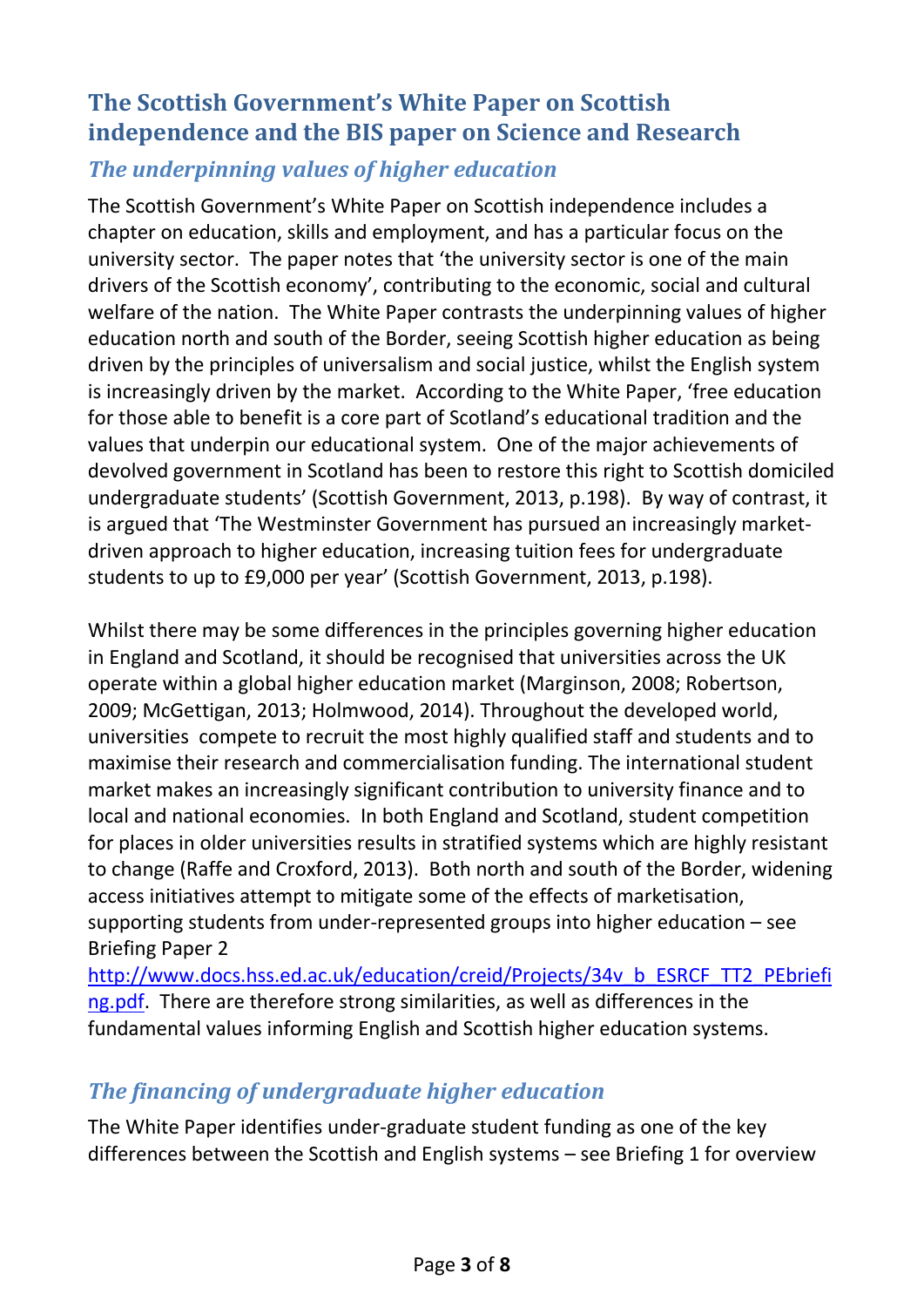## The Scottish Government's White Paper on Scottish independence and the BIS paper on Science and Research

### *The underpinning values of higher education*

The Scottish Government's White Paper on Scottish independence includes a chapter on education, skills and employment, and has a particular focus on the university sector. The paper notes that 'the university sector is one of the main drivers of the Scottish economy', contributing to the economic, social and cultural welfare of the nation. The White Paper contrasts the underpinning values of higher education north and south of the Border, seeing Scottish higher education as being driven by the principles of universalism and social justice, whilst the English system is increasingly driven by the market. According to the White Paper, 'free education for those able to benefit is a core part of Scotland's educational tradition and the values that underpin our educational system. One of the major achievements of devolved government in Scotland has been to restore this right to Scottish domiciled undergraduate students' (Scottish Government, 2013, p.198). By way of contrast, it is argued that 'The Westminster Government has pursued an increasingly market-driven approach to higher education, increasing tuition fees for undergraduate students to up to £9,000 per year' (Scottish Government, 2013, p.198).

Whilst there may be some differences in the principles governing higher education in England and Scotland, it should be recognised that universities across the UK operate within a global higher education market (Marginson, 2008; Robertson, 2009; McGettigan, 2013; Holmwood, 2014). Throughout the developed world, universities compete to recruit the most highly qualified staff and students and to maximise their research and commercialisation funding. The international student market makes an increasingly significant contribution to university finance and to local and national economies. In both England and Scotland, student competition for places in older universities results in stratified systems which are highly resistant to change (Raffe and Croxford, 2013). Both north and south of the Border, widening access initiatives attempt to mitigate some of the effects of marketisation, supporting students from under-represented groups into higher education – see Briefing Paper 2 [http://www.docs.hss.ed.ac.uk/education/creid/Projects/34v_b_ESRCF_TT2_PEbriefing.pdf](http://www.docs.hss.ed.ac.uk/education/creid/Projects/34v_b_ESRCF_TT2_PEbriefing.pdf). There are therefore strong similarities, as well as differences in the fundamental values informing English and Scottish higher education systems.

### *The financing of undergraduate higher education*

The White Paper identifies under-graduate student funding as one of the key differences between the Scottish and English systems – see Briefing 1 for overview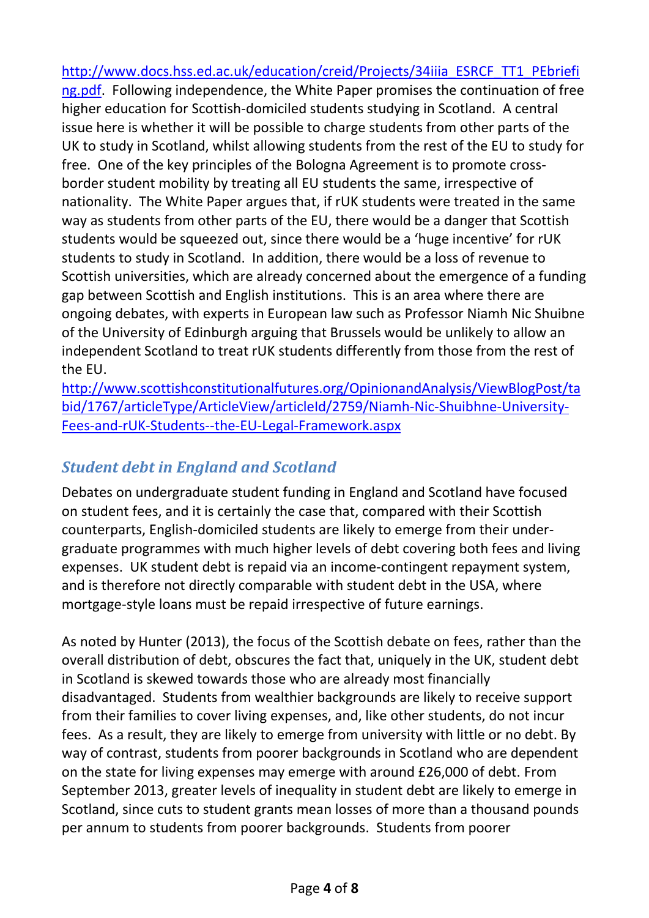http://www.docs.hss.ed.ac.uk/education/creid/Projects/34iiia_ESRCF_TT1_PEbriefing.pdf. Following independence, the White Paper promises the continuation of free higher education for Scottish-domiciled students studying in Scotland. A central issue here is whether it will be possible to charge students from other parts of the UK to study in Scotland, whilst allowing students from the rest of the EU to study for free. One of the key principles of the Bologna Agreement is to promote cross-border student mobility by treating all EU students the same, irrespective of nationality. The White Paper argues that, if rUK students were treated in the same way as students from other parts of the EU, there would be a danger that Scottish students would be squeezed out, since there would be a 'huge incentive' for rUK students to study in Scotland. In addition, there would be a loss of revenue to Scottish universities, which are already concerned about the emergence of a funding gap between Scottish and English institutions. This is an area where there are ongoing debates, with experts in European law such as Professor Niamh Nic Shuibne of the University of Edinburgh arguing that Brussels would be unlikely to allow an independent Scotland to treat rUK students differently from those from the rest of the EU.
http://www.scottishconstitutionalfutures.org/OpinionandAnalysis/ViewBlogPost/tabid/1767/articleType/ArticleView/articleId/2759/Niamh-Nic-Shuibhne-University-Fees-and-rUK-Students--the-EU-Legal-Framework.aspx

## *Student debt in England and Scotland*

Debates on undergraduate student funding in England and Scotland have focused on student fees, and it is certainly the case that, compared with their Scottish counterparts, English-domiciled students are likely to emerge from their under-graduate programmes with much higher levels of debt covering both fees and living expenses. UK student debt is repaid via an income-contingent repayment system, and is therefore not directly comparable with student debt in the USA, where mortgage-style loans must be repaid irrespective of future earnings.

As noted by Hunter (2013), the focus of the Scottish debate on fees, rather than the overall distribution of debt, obscures the fact that, uniquely in the UK, student debt in Scotland is skewed towards those who are already most financially disadvantaged. Students from wealthier backgrounds are likely to receive support from their families to cover living expenses, and, like other students, do not incur fees. As a result, they are likely to emerge from university with little or no debt. By way of contrast, students from poorer backgrounds in Scotland who are dependent on the state for living expenses may emerge with around £26,000 of debt. From September 2013, greater levels of inequality in student debt are likely to emerge in Scotland, since cuts to student grants mean losses of more than a thousand pounds per annum to students from poorer backgrounds. Students from poorer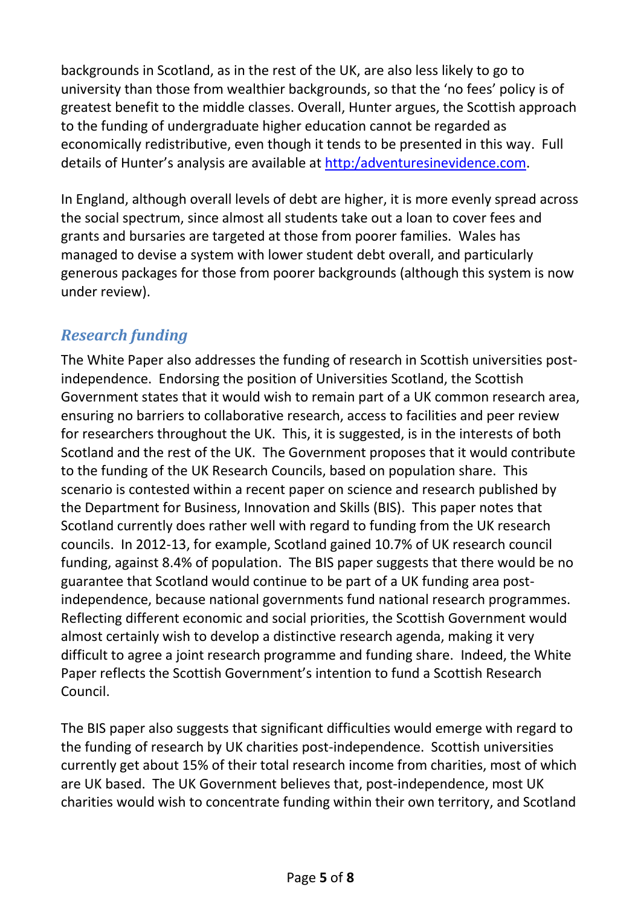backgrounds in Scotland, as in the rest of the UK, are also less likely to go to university than those from wealthier backgrounds, so that the 'no fees' policy is of greatest benefit to the middle classes. Overall, Hunter argues, the Scottish approach to the funding of undergraduate higher education cannot be regarded as economically redistributive, even though it tends to be presented in this way. Full details of Hunter's analysis are available at [http:/adventuresinevidence.com](http:/adventuresinevidence.com).

In England, although overall levels of debt are higher, it is more evenly spread across the social spectrum, since almost all students take out a loan to cover fees and grants and bursaries are targeted at those from poorer families. Wales has managed to devise a system with lower student debt overall, and particularly generous packages for those from poorer backgrounds (although this system is now under review).

## *Research funding*

The White Paper also addresses the funding of research in Scottish universities post-independence. Endorsing the position of Universities Scotland, the Scottish Government states that it would wish to remain part of a UK common research area, ensuring no barriers to collaborative research, access to facilities and peer review for researchers throughout the UK. This, it is suggested, is in the interests of both Scotland and the rest of the UK. The Government proposes that it would contribute to the funding of the UK Research Councils, based on population share. This scenario is contested within a recent paper on science and research published by the Department for Business, Innovation and Skills (BIS). This paper notes that Scotland currently does rather well with regard to funding from the UK research councils. In 2012-13, for example, Scotland gained 10.7% of UK research council funding, against 8.4% of population. The BIS paper suggests that there would be no guarantee that Scotland would continue to be part of a UK funding area post-independence, because national governments fund national research programmes. Reflecting different economic and social priorities, the Scottish Government would almost certainly wish to develop a distinctive research agenda, making it very difficult to agree a joint research programme and funding share. Indeed, the White Paper reflects the Scottish Government's intention to fund a Scottish Research Council.

The BIS paper also suggests that significant difficulties would emerge with regard to the funding of research by UK charities post-independence. Scottish universities currently get about 15% of their total research income from charities, most of which are UK based. The UK Government believes that, post-independence, most UK charities would wish to concentrate funding within their own territory, and Scotland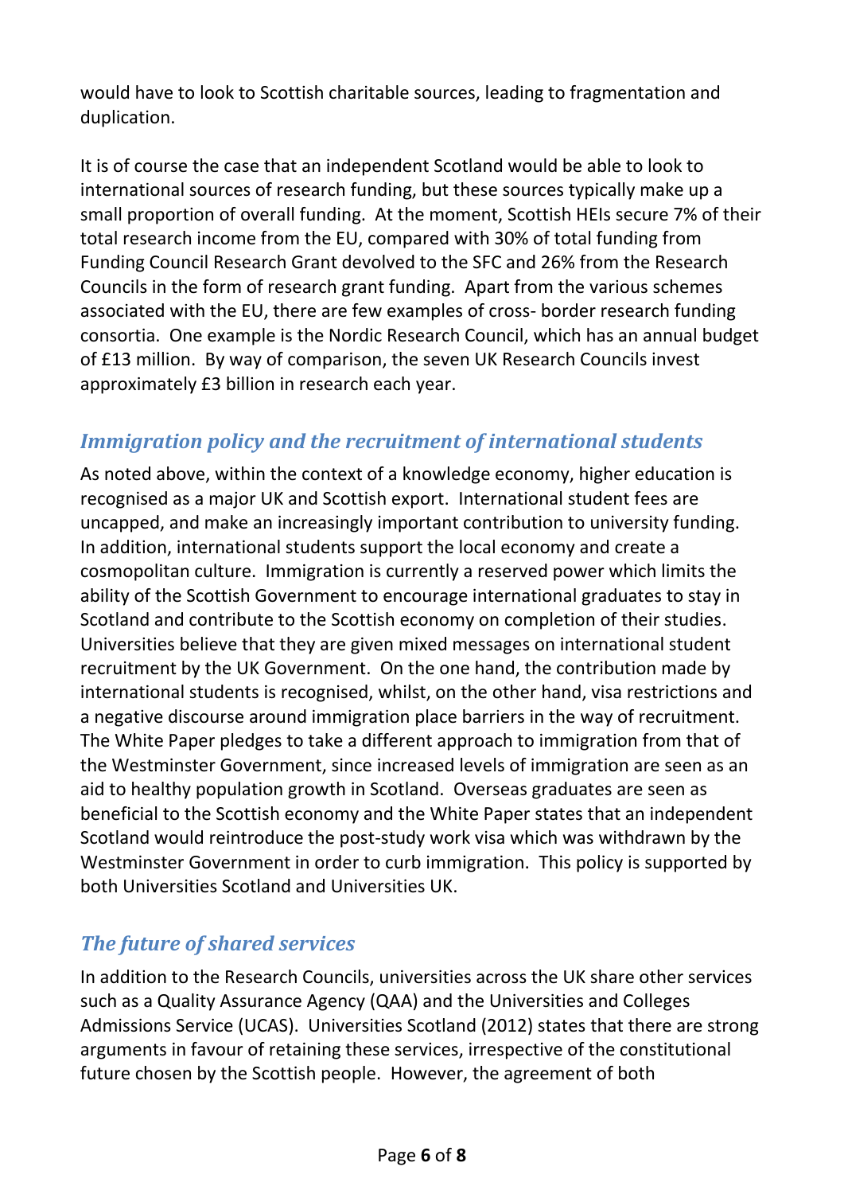would have to look to Scottish charitable sources, leading to fragmentation and duplication.

It is of course the case that an independent Scotland would be able to look to international sources of research funding, but these sources typically make up a small proportion of overall funding. At the moment, Scottish HEIs secure 7% of their total research income from the EU, compared with 30% of total funding from Funding Council Research Grant devolved to the SFC and 26% from the Research Councils in the form of research grant funding. Apart from the various schemes associated with the EU, there are few examples of cross- border research funding consortia. One example is the Nordic Research Council, which has an annual budget of £13 million. By way of comparison, the seven UK Research Councils invest approximately £3 billion in research each year.

## *Immigration policy and the recruitment of international students*

As noted above, within the context of a knowledge economy, higher education is recognised as a major UK and Scottish export. International student fees are uncapped, and make an increasingly important contribution to university funding. In addition, international students support the local economy and create a cosmopolitan culture. Immigration is currently a reserved power which limits the ability of the Scottish Government to encourage international graduates to stay in Scotland and contribute to the Scottish economy on completion of their studies. Universities believe that they are given mixed messages on international student recruitment by the UK Government. On the one hand, the contribution made by international students is recognised, whilst, on the other hand, visa restrictions and a negative discourse around immigration place barriers in the way of recruitment. The White Paper pledges to take a different approach to immigration from that of the Westminster Government, since increased levels of immigration are seen as an aid to healthy population growth in Scotland. Overseas graduates are seen as beneficial to the Scottish economy and the White Paper states that an independent Scotland would reintroduce the post-study work visa which was withdrawn by the Westminster Government in order to curb immigration. This policy is supported by both Universities Scotland and Universities UK.

## *The future of shared services*

In addition to the Research Councils, universities across the UK share other services such as a Quality Assurance Agency (QAA) and the Universities and Colleges Admissions Service (UCAS). Universities Scotland (2012) states that there are strong arguments in favour of retaining these services, irrespective of the constitutional future chosen by the Scottish people. However, the agreement of both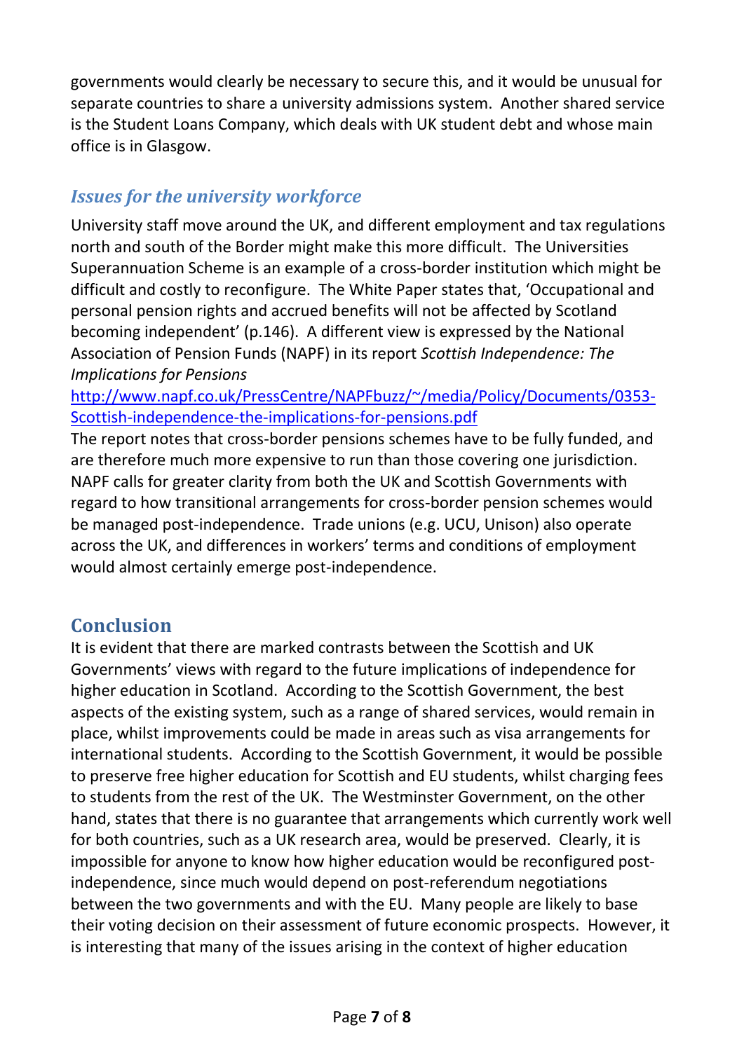governments would clearly be necessary to secure this, and it would be unusual for separate countries to share a university admissions system. Another shared service is the Student Loans Company, which deals with UK student debt and whose main office is in Glasgow.

### *Issues for the university workforce*

University staff move around the UK, and different employment and tax regulations north and south of the Border might make this more difficult. The Universities Superannuation Scheme is an example of a cross-border institution which might be difficult and costly to reconfigure. The White Paper states that, 'Occupational and personal pension rights and accrued benefits will not be affected by Scotland becoming independent' (p.146). A different view is expressed by the National Association of Pension Funds (NAPF) in its report *Scottish Independence: The Implications for Pensions* [http://www.napf.co.uk/PressCentre/NAPFbuzz/~/media/Policy/Documents/0353-Scottish-independence-the-implications-for-pensions.pdf](http://www.napf.co.uk/PressCentre/NAPFbuzz/~/media/Policy/Documents/0353-Scottish-independence-the-implications-for-pensions.pdf)
The report notes that cross-border pensions schemes have to be fully funded, and are therefore much more expensive to run than those covering one jurisdiction. NAPF calls for greater clarity from both the UK and Scottish Governments with regard to how transitional arrangements for cross-border pension schemes would be managed post-independence. Trade unions (e.g. UCU, Unison) also operate across the UK, and differences in workers' terms and conditions of employment would almost certainly emerge post-independence.

## Conclusion

It is evident that there are marked contrasts between the Scottish and UK Governments' views with regard to the future implications of independence for higher education in Scotland. According to the Scottish Government, the best aspects of the existing system, such as a range of shared services, would remain in place, whilst improvements could be made in areas such as visa arrangements for international students. According to the Scottish Government, it would be possible to preserve free higher education for Scottish and EU students, whilst charging fees to students from the rest of the UK. The Westminster Government, on the other hand, states that there is no guarantee that arrangements which currently work well for both countries, such as a UK research area, would be preserved. Clearly, it is impossible for anyone to know how higher education would be reconfigured post-independence, since much would depend on post-referendum negotiations between the two governments and with the EU. Many people are likely to base their voting decision on their assessment of future economic prospects. However, it is interesting that many of the issues arising in the context of higher education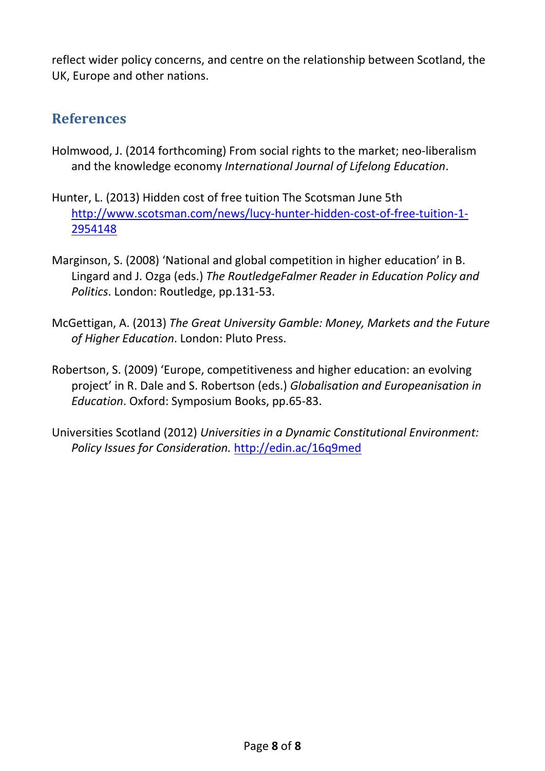reflect wider policy concerns, and centre on the relationship between Scotland, the UK, Europe and other nations.

## References

Holmwood, J. (2014 forthcoming) From social rights to the market; neo-liberalism and the knowledge economy *International Journal of Lifelong Education*.

Hunter, L. (2013) Hidden cost of free tuition The Scotsman June 5th http://www.scotsman.com/news/lucy-hunter-hidden-cost-of-free-tuition-1-2954148

Marginson, S. (2008) 'National and global competition in higher education' in B. Lingard and J. Ozga (eds.) *The RoutledgeFalmer Reader in Education Policy and Politics*. London: Routledge, pp.131-53.

McGettigan, A. (2013) *The Great University Gamble: Money, Markets and the Future of Higher Education*. London: Pluto Press.

Robertson, S. (2009) 'Europe, competitiveness and higher education: an evolving project' in R. Dale and S. Robertson (eds.) *Globalisation and Europeanisation in Education*. Oxford: Symposium Books, pp.65-83.

Universities Scotland (2012) *Universities in a Dynamic Constitutional Environment: Policy Issues for Consideration.* http://edin.ac/16q9med